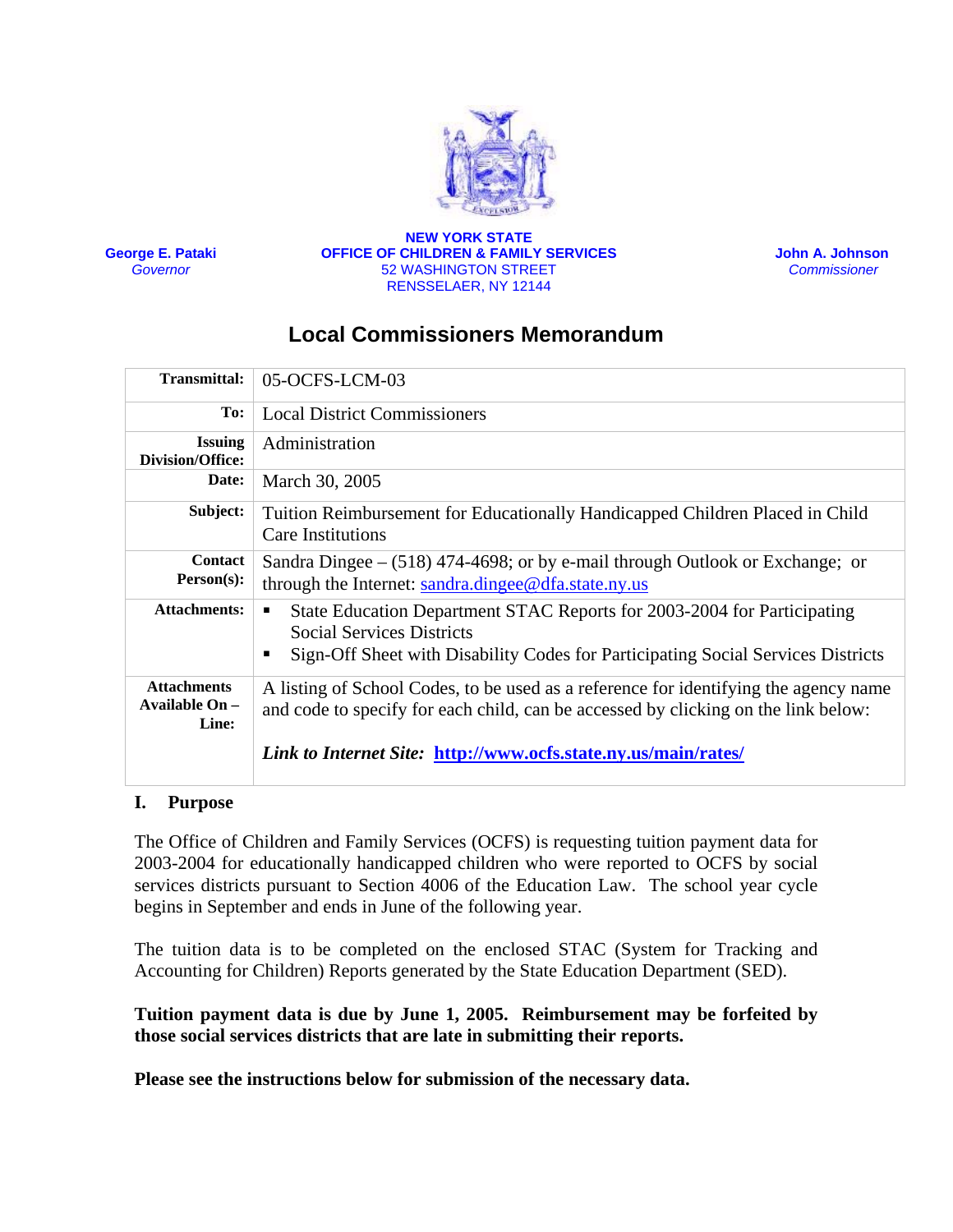**NEW YORK STATE**
**OFFICE OF CHILDREN & FAMILY SERVICES**
52 WASHINGTON STREET
RENSSELAER, NY 12144

**George E. Pataki**
*Governor*

**John A. Johnson**
*Commissioner*

# Local Commissioners Memorandum

| | |
|---|---|
| **Transmittal:** | 05-OCFS-LCM-03 |
| **To:** | Local District Commissioners |
| **Issuing Division/Office:** | Administration |
| **Date:** | March 30, 2005 |
| **Subject:** | Tuition Reimbursement for Educationally Handicapped Children Placed in Child Care Institutions |
| **Contact Person(s):** | Sandra Dingee – (518) 474-4698; or by e-mail through Outlook or Exchange; or through the Internet: sandra.dingee@dfa.state.ny.us |
| **Attachments:** | ▪ State Education Department STAC Reports for 2003-2004 for Participating Social Services Districts<br>▪ Sign-Off Sheet with Disability Codes for Participating Social Services Districts |
| **Attachments Available On – Line:** | A listing of School Codes, to be used as a reference for identifying the agency name and code to specify for each child, can be accessed by clicking on the link below:<br><br>***Link to Internet Site:* http://www.ocfs.state.ny.us/main/rates/** |

## I. Purpose

The Office of Children and Family Services (OCFS) is requesting tuition payment data for 2003-2004 for educationally handicapped children who were reported to OCFS by social services districts pursuant to Section 4006 of the Education Law. The school year cycle begins in September and ends in June of the following year.

The tuition data is to be completed on the enclosed STAC (System for Tracking and Accounting for Children) Reports generated by the State Education Department (SED).

**Tuition payment data is due by June 1, 2005. Reimbursement may be forfeited by those social services districts that are late in submitting their reports.**

**Please see the instructions below for submission of the necessary data.**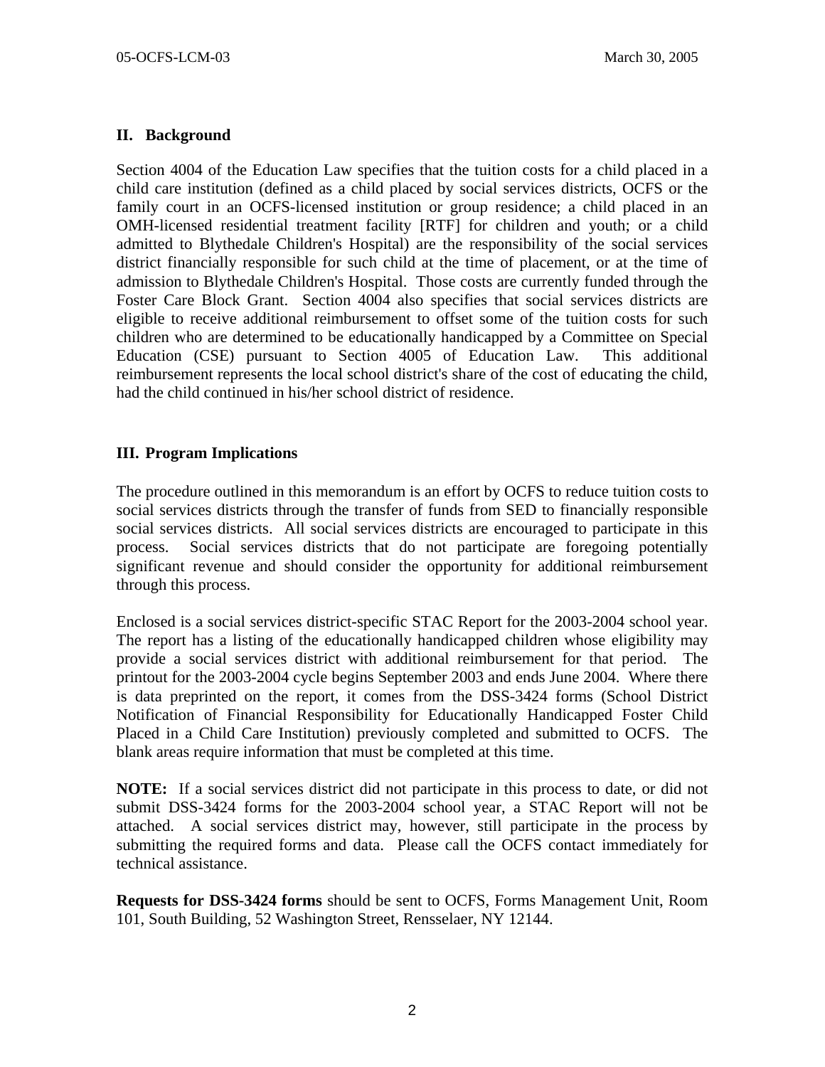## II. Background

Section 4004 of the Education Law specifies that the tuition costs for a child placed in a child care institution (defined as a child placed by social services districts, OCFS or the family court in an OCFS-licensed institution or group residence; a child placed in an OMH-licensed residential treatment facility [RTF] for children and youth; or a child admitted to Blythedale Children's Hospital) are the responsibility of the social services district financially responsible for such child at the time of placement, or at the time of admission to Blythedale Children's Hospital. Those costs are currently funded through the Foster Care Block Grant. Section 4004 also specifies that social services districts are eligible to receive additional reimbursement to offset some of the tuition costs for such children who are determined to be educationally handicapped by a Committee on Special Education (CSE) pursuant to Section 4005 of Education Law. This additional reimbursement represents the local school district's share of the cost of educating the child, had the child continued in his/her school district of residence.

## III. Program Implications

The procedure outlined in this memorandum is an effort by OCFS to reduce tuition costs to social services districts through the transfer of funds from SED to financially responsible social services districts. All social services districts are encouraged to participate in this process. Social services districts that do not participate are foregoing potentially significant revenue and should consider the opportunity for additional reimbursement through this process.

Enclosed is a social services district-specific STAC Report for the 2003-2004 school year. The report has a listing of the educationally handicapped children whose eligibility may provide a social services district with additional reimbursement for that period. The printout for the 2003-2004 cycle begins September 2003 and ends June 2004. Where there is data preprinted on the report, it comes from the DSS-3424 forms (School District Notification of Financial Responsibility for Educationally Handicapped Foster Child Placed in a Child Care Institution) previously completed and submitted to OCFS. The blank areas require information that must be completed at this time.

**NOTE:** If a social services district did not participate in this process to date, or did not submit DSS-3424 forms for the 2003-2004 school year, a STAC Report will not be attached. A social services district may, however, still participate in the process by submitting the required forms and data. Please call the OCFS contact immediately for technical assistance.

**Requests for DSS-3424 forms** should be sent to OCFS, Forms Management Unit, Room 101, South Building, 52 Washington Street, Rensselaer, NY 12144.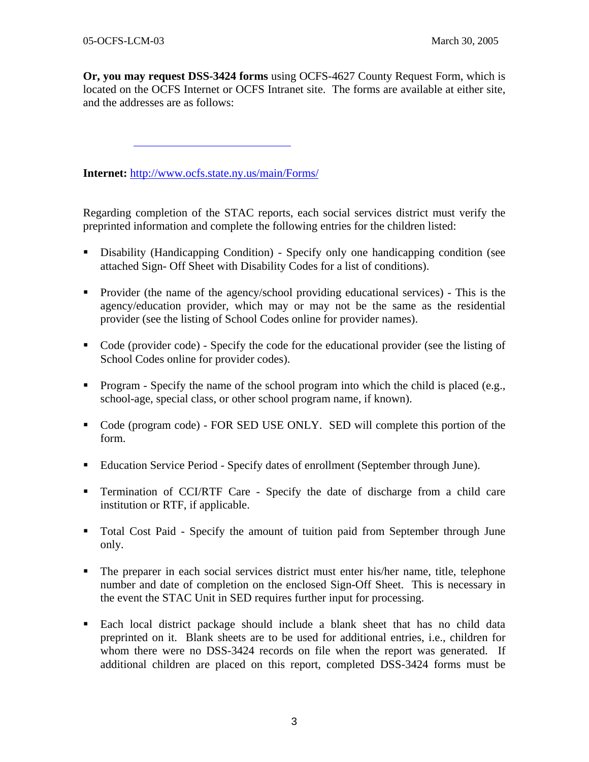**Or, you may request DSS-3424 forms** using OCFS-4627 County Request Form, which is located on the OCFS Internet or OCFS Intranet site. The forms are available at either site, and the addresses are as follows:

---

**Internet:** http://www.ocfs.state.ny.us/main/Forms/

Regarding completion of the STAC reports, each social services district must verify the preprinted information and complete the following entries for the children listed:

- Disability (Handicapping Condition) - Specify only one handicapping condition (see attached Sign- Off Sheet with Disability Codes for a list of conditions).
- Provider (the name of the agency/school providing educational services) - This is the agency/education provider, which may or may not be the same as the residential provider (see the listing of School Codes online for provider names).
- Code (provider code) - Specify the code for the educational provider (see the listing of School Codes online for provider codes).
- Program - Specify the name of the school program into which the child is placed (e.g., school-age, special class, or other school program name, if known).
- Code (program code) - FOR SED USE ONLY. SED will complete this portion of the form.
- Education Service Period - Specify dates of enrollment (September through June).
- Termination of CCI/RTF Care - Specify the date of discharge from a child care institution or RTF, if applicable.
- Total Cost Paid - Specify the amount of tuition paid from September through June only.
- The preparer in each social services district must enter his/her name, title, telephone number and date of completion on the enclosed Sign-Off Sheet. This is necessary in the event the STAC Unit in SED requires further input for processing.
- Each local district package should include a blank sheet that has no child data preprinted on it. Blank sheets are to be used for additional entries, i.e., children for whom there were no DSS-3424 records on file when the report was generated. If additional children are placed on this report, completed DSS-3424 forms must be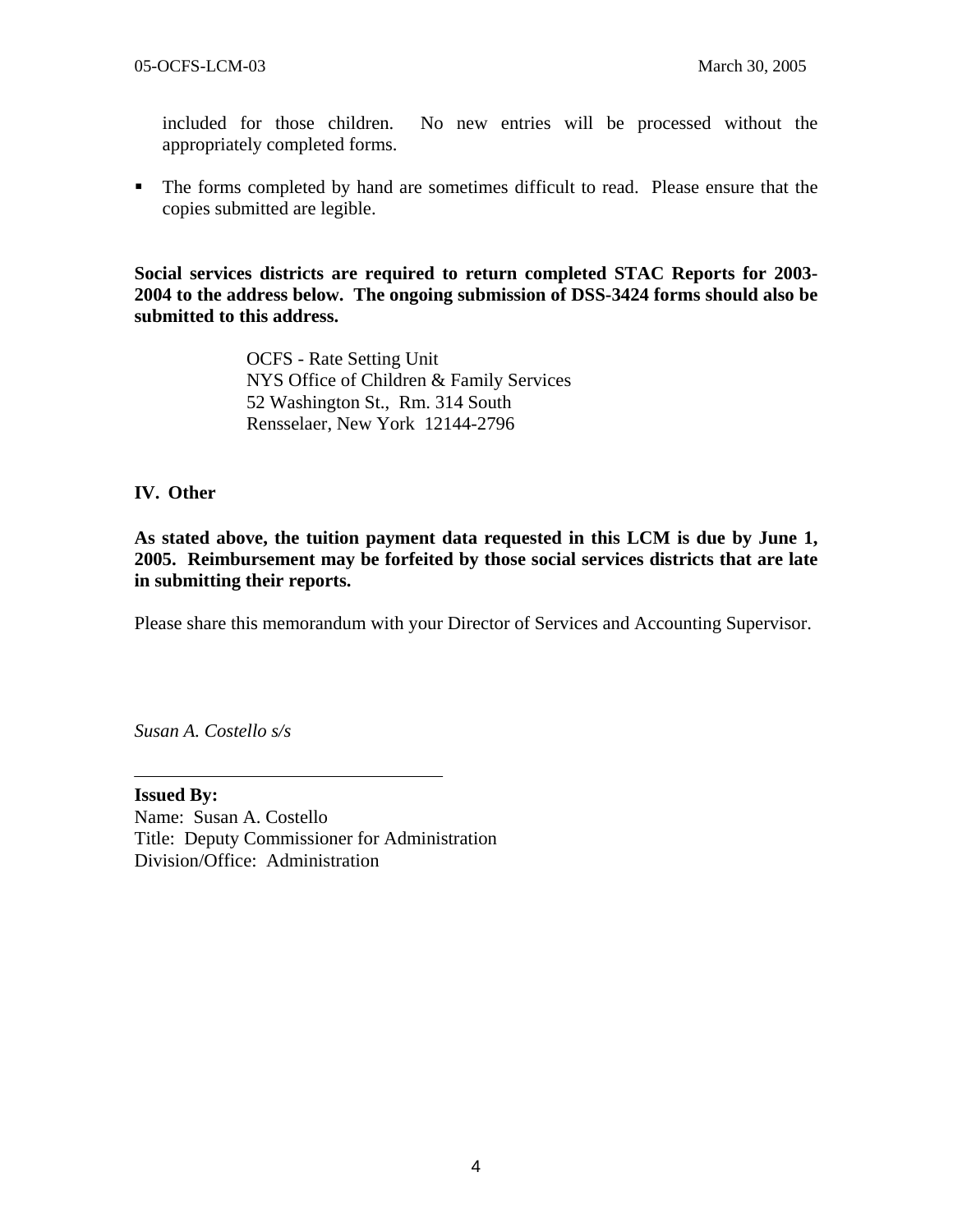included for those children. No new entries will be processed without the appropriately completed forms.

- The forms completed by hand are sometimes difficult to read. Please ensure that the copies submitted are legible.

**Social services districts are required to return completed STAC Reports for 2003-2004 to the address below. The ongoing submission of DSS-3424 forms should also be submitted to this address.**

OCFS - Rate Setting Unit
NYS Office of Children & Family Services
52 Washington St., Rm. 314 South
Rensselaer, New York 12144-2796

## IV. Other

**As stated above, the tuition payment data requested in this LCM is due by June 1, 2005. Reimbursement may be forfeited by those social services districts that are late in submitting their reports.**

Please share this memorandum with your Director of Services and Accounting Supervisor.

*Susan A. Costello s/s*

---

**Issued By:**
Name: Susan A. Costello
Title: Deputy Commissioner for Administration
Division/Office: Administration